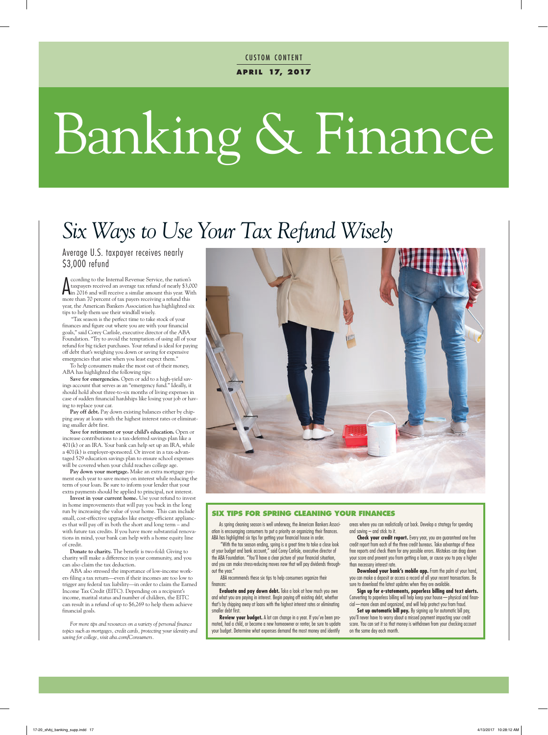CUSTOM CONTENT

**APRIL 17, 2017**

# Banking & Finance

## *Six Ways to Use Your Tax Refund Wisely*

### Average U.S. taxpayer receives nearly $3,000 refund

According to the Internal Revenue Service, the nation's taxpayers received an average tax refund of nearly $3,000 in 2016 and will receive a similar amount this year. With more than 70 percent of tax payers receiving a refund this year, the American Bankers Association has highlighted six tips to help them use their windfall wisely.

"Tax season is the perfect time to take stock of your finances and figure out where you are with your financial goals," said Corey Carlisle, executive director of the ABA Foundation. "Try to avoid the temptation of using all of your refund for big ticket purchases. Your refund is ideal for paying off debt that's weighing you down or saving for expensive emergencies that arise when you least expect them."

To help consumers make the most out of their money, ABA has highlighted the following tips:

**Save for emergencies.** Open or add to a high-yield savings account that serves as an "emergency fund." Ideally, it should hold about three-to-six months of living expenses in case of sudden financial hardships like losing your job or having to replace your car.

**Pay off debt.** Pay down existing balances either by chipping away at loans with the highest interest rates or eliminating smaller debt first.

**Save for retirement or your child's education.** Open or increase contributions to a tax-deferred savings plan like a 401(k) or an IRA. Your bank can help set up an IRA, while a 401(k) is employer-sponsored. Or invest in a tax-advantaged 529 education savings plan to ensure school expenses will be covered when your child reaches college age.

**Pay down your mortgage.** Make an extra mortgage payment each year to save money on interest while reducing the term of your loan. Be sure to inform your lender that your extra payments should be applied to principal, not interest.

**Invest in your current home.** Use your refund to invest in home improvements that will pay you back in the long run by increasing the value of your home. This can include small, cost-effective upgrades like energy-efficient appliances that will pay off in both the short and long term – and with future tax credits. If you have more substantial renovations in mind, your bank can help with a home equity line of credit.

**Donate to charity.** The benefit is two-fold: Giving to charity will make a difference in your community, and you can also claim the tax deduction.

ABA also stressed the importance of low-income workers filing a tax return—even if their incomes are too low to trigger any federal tax liability—in order to claim the Earned Income Tax Credit (EITC). Depending on a recipient's income, marital status and number of children, the EITC can result in a refund of up to $6,269 to help them achieve financial goals.

*For more tips and resources on a variety of personal finance topics such as mortgages, credit cards, protecting your identity and saving for college, visit aba.com/Consumers.*

### SIX TIPS FOR SPRING CLEANING YOUR FINANCES

As spring cleaning season is well underway, the American Bankers Association is encouraging consumers to put a priority on organizing their finances. ABA has highlighted six tips for getting your financial house in order.

"With the tax season ending, spring is a great time to take a close look at your budget and bank account," said Corey Carlisle, executive director of the ABA Foundation. "You'll have a clear picture of your financial situation, and you can make stress-reducing moves now that will pay dividends throughout the year."

ABA recommends these six tips to help consumers organize their finances:

**Evaluate and pay down debt.** Take a look at how much you owe and what you are paying in interest. Begin paying off existing debt, whether that's by chipping away at loans with the highest interest rates or eliminating smaller debt first.

**Review your budget.** A lot can change in a year. If you've been promoted, had a child, or become a new homeowner or renter, be sure to update your budget. Determine what expenses demand the most money and identify areas where you can realistically cut back. Develop a strategy for spending and saving – and stick to it.

**Check your credit report.** Every year, you are guaranteed one free credit report from each of the three credit bureaus. Take advantage of these free reports and check them for any possible errors. Mistakes can drag down your score and prevent you from getting a loan, or cause you to pay a higher than necessary interest rate.

**Download your bank's mobile app.** From the palm of your hand, you can make a deposit or access a record of all your recent transactions. Be sure to download the latest updates when they are available.

**Sign up for e-statements, paperless billing and text alerts.** Converting to paperless billing will help keep your house—physical and financial—more clean and organized, and will help protect you from fraud.

**Set up automatic bill pay.** By signing up for automatic bill pay, you'll never have to worry about a missed payment impacting your credit score. You can set it so that money is withdrawn from your checking account on the same day each month.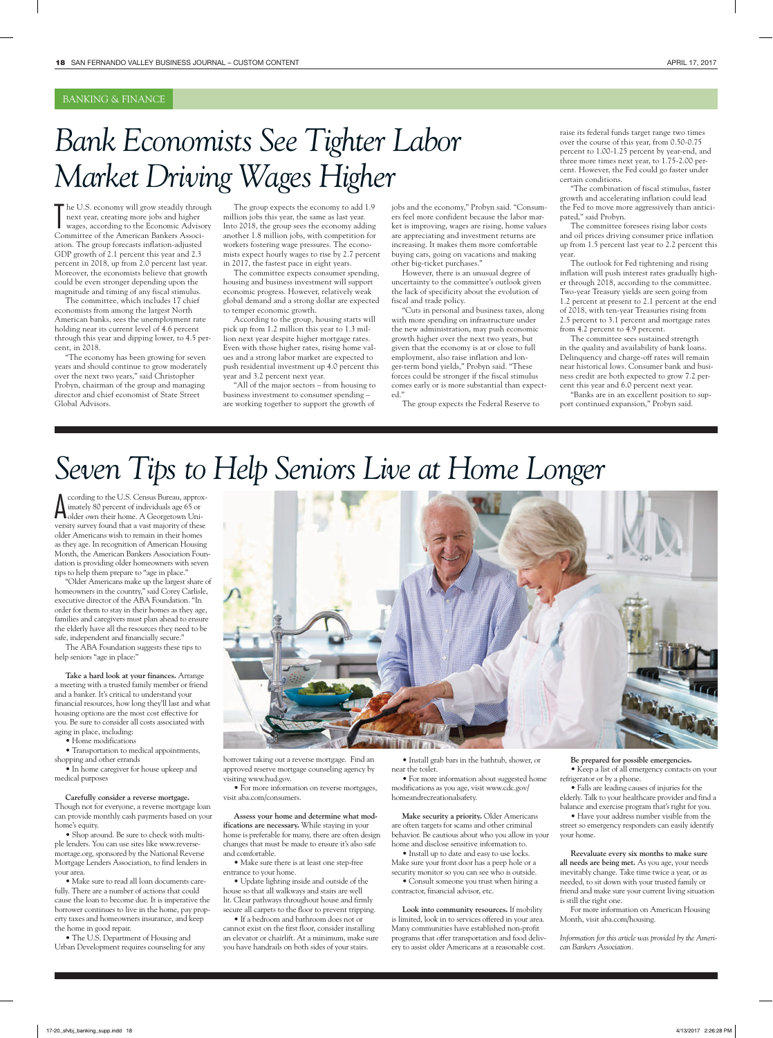BANKING & FINANCE

# Bank Economists See Tighter Labor Market Driving Wages Higher

The U.S. economy will grow steadily through next year, creating more jobs and higher wages, according to the Economic Advisory Committee of the American Bankers Association. The group forecasts inflation-adjusted GDP growth of 2.1 percent this year and 2.3 percent in 2018, up from 2.0 percent last year. Moreover, the economists believe that growth could be even stronger depending upon the magnitude and timing of any fiscal stimulus.

The committee, which includes 17 chief economists from among the largest North American banks, sees the unemployment rate holding near its current level of 4.6 percent through this year and dipping lower, to 4.5 percent, in 2018.

"The economy has been growing for seven years and should continue to grow moderately over the next two years," said Christopher Probyn, chairman of the group and managing director and chief economist of State Street Global Advisors.

The group expects the economy to add 1.9 million jobs this year, the same as last year. Into 2018, the group sees the economy adding another 1.8 million jobs, with competition for workers fostering wage pressures. The economists expect hourly wages to rise by 2.7 percent in 2017, the fastest pace in eight years.

The committee expects consumer spending, housing and business investment will support economic progress. However, relatively weak global demand and a strong dollar are expected to temper economic growth.

According to the group, housing starts will pick up from 1.2 million this year to 1.3 million next year despite higher mortgage rates. Even with those higher rates, rising home values and a strong labor market are expected to push residential investment up 4.0 percent this year and 3.2 percent next year.

"All of the major sectors – from housing to business investment to consumer spending – are working together to support the growth of jobs and the economy," Probyn said. "Consumers feel more confident because the labor market is improving, wages are rising, home values are increasing and investment returns are appreciating. It makes them more comfortable buying cars, going on vacations and making other big-ticket purchases."

However, there is an unusual degree of uncertainty to the committee's outlook given the lack of specificity about the evolution of fiscal and trade policy.

"Cuts in personal and business taxes, along with more spending on infrastructure under the new administration, may push economic growth higher over the next two years, but given that the economy is at or close to full employment, also raise inflation and longer-term bond yields," Probyn said. "These forces could be stronger if the fiscal stimulus comes early or is more substantial than expected."

The group expects the Federal Reserve to raise its federal funds target range two times over the course of this year, from 0.50-0.75 percent to 1.00-1.25 percent by year-end, and three more times next year, to 1.75-2.00 percent. However, the Fed could go faster under certain conditions.

"The combination of fiscal stimulus, faster growth and accelerating inflation could lead the Fed to move more aggressively than anticipated," said Probyn.

The committee foresees rising labor costs and oil prices driving consumer price inflation up from 1.5 percent last year to 2.2 percent this year.

The outlook for Fed tightening and rising inflation will push interest rates gradually higher through 2018, according to the committee. Two-year Treasury yields are seen going from 1.2 percent at present to 2.1 percent at the end of 2018, with ten-year Treasuries rising from 2.5 percent to 3.1 percent and mortgage rates from 4.2 percent to 4.9 percent.

The committee sees sustained strength in the quality and availability of bank loans. Delinquency and charge-off rates will remain near historical lows. Consumer bank and business credit are both expected to grow 7.2 percent this year and 6.0 percent next year.

"Banks are in an excellent position to support continued expansion," Probyn said.

# Seven Tips to Help Seniors Live at Home Longer

According to the U.S. Census Bureau, approximately 80 percent of individuals age 65 or older own their home. A Georgetown University survey found that a vast majority of these older Americans wish to remain in their homes as they age. In recognition of American Housing Month, the American Bankers Association Foundation is providing older homeowners with seven tips to help them prepare to "age in place."

"Older Americans make up the largest share of homeowners in the country," said Corey Carlisle, executive director of the ABA Foundation. "In order for them to stay in their homes as they age, families and caregivers must plan ahead to ensure the elderly have all the resources they need to be safe, independent and financially secure."

The ABA Foundation suggests these tips to help seniors "age in place:"

**Take a hard look at your finances.** Arrange a meeting with a trusted family member or friend and a banker. It's critical to understand your financial resources, how long they'll last and what housing options are the most cost effective for you. Be sure to consider all costs associated with aging in place, including:

- Home modifications
- Transportation to medical appointments, shopping and other errands
- In home caregiver for house upkeep and medical purposes

**Carefully consider a reverse mortgage.** Though not for everyone, a reverse mortgage loan can provide monthly cash payments based on your home's equity.

- Shop around. Be sure to check with multiple lenders. You can use sites like www.reversemortage.org, sponsored by the National Reverse Mortgage Lenders Association, to find lenders in your area.
- Make sure to read all loan documents carefully. There are a number of actions that could cause the loan to become due. It is imperative the borrower continues to live in the home, pay property taxes and homeowners insurance, and keep the home in good repair.
- The U.S. Department of Housing and Urban Development requires counseling for any borrower taking out a reverse mortgage. Find an approved reserve mortgage counseling agency by visiting www.hud.gov.
- For more information on reverse mortgages, visit aba.com/consumers.

**Assess your home and determine what modifications are necessary.** While staying in your home is preferable for many, there are often design changes that must be made to ensure it's also safe and comfortable.

- Make sure there is at least one step-free entrance to your home.
- Update lighting inside and outside of the house so that all walkways and stairs are well lit. Clear pathways throughout house and firmly secure all carpets to the floor to prevent tripping.
- If a bedroom and bathroom does not or cannot exist on the first floor, consider installing an elevator or chairlift. At a minimum, make sure you have handrails on both sides of your stairs.
- Install grab bars in the bathtub, shower, or near the toilet.
- For more information about suggested home modifications as you age, visit www.cdc.gov/homeandrecreationalsafety.

**Make security a priority.** Older Americans are often targets for scams and other criminal behavior. Be cautious about who you allow in your home and disclose sensitive information to.

- Install up to date and easy to use locks. Make sure your front door has a peep hole or a security monitor so you can see who is outside.
- Consult someone you trust when hiring a contractor, financial advisor, etc.

**Look into community resources.** If mobility is limited, look in to services offered in your area. Many communities have established non-profit programs that offer transportation and food delivery to assist older Americans at a reasonable cost.

**Be prepared for possible emergencies.**

- Keep a list of all emergency contacts on your refrigerator or by a phone.
- Falls are leading causes of injuries for the elderly. Talk to your healthcare provider and find a balance and exercise program that's right for you.
- Have your address number visible from the street so emergency responders can easily identify your home.

**Reevaluate every six months to make sure all needs are being met.** As you age, your needs inevitably change. Take time twice a year, or as needed, to sit down with your trusted family or friend and make sure your current living situation is still the right one.

For more information on American Housing Month, visit aba.com/housing.

*Information for this article was provided by the American Bankers Association.*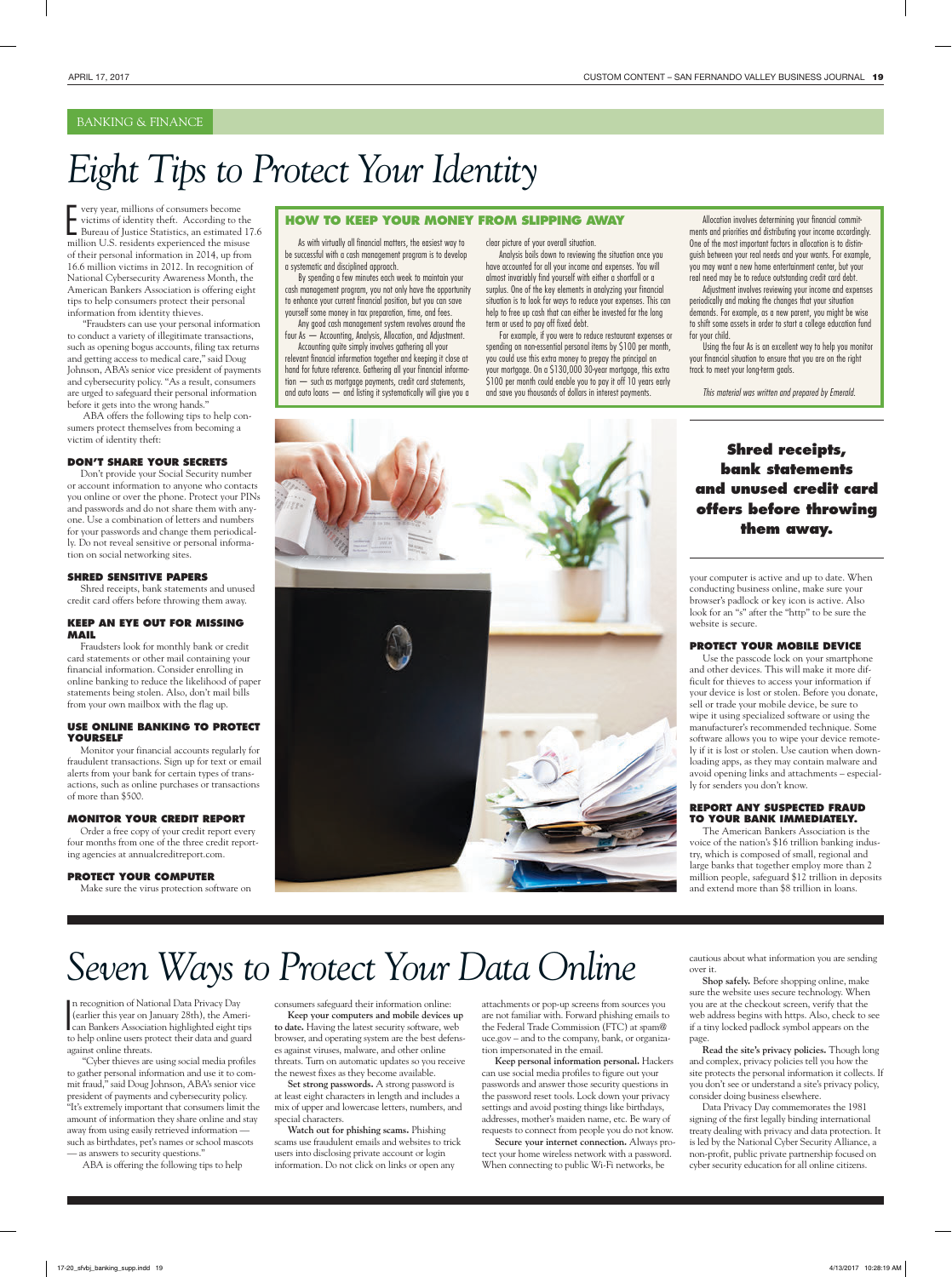BANKING & FINANCE

# Eight Tips to Protect Your Identity

Every year, millions of consumers become victims of identity theft. According to the Bureau of Justice Statistics, an estimated 17.6 million U.S. residents experienced the misuse of their personal information in 2014, up from 16.6 million victims in 2012. In recognition of National Cybersecurity Awareness Month, the American Bankers Association is offering eight tips to help consumers protect their personal information from identity thieves.

"Fraudsters can use your personal information to conduct a variety of illegitimate transactions, such as opening bogus accounts, filing tax returns and getting access to medical care," said Doug Johnson, ABA's senior vice president of payments and cybersecurity policy. "As a result, consumers are urged to safeguard their personal information before it gets into the wrong hands."

ABA offers the following tips to help consumers protect themselves from becoming a victim of identity theft:

### DON'T SHARE YOUR SECRETS

Don't provide your Social Security number or account information to anyone who contacts you online or over the phone. Protect your PINs and passwords and do not share them with anyone. Use a combination of letters and numbers for your passwords and change them periodically. Do not reveal sensitive or personal information on social networking sites.

### SHRED SENSITIVE PAPERS

Shred receipts, bank statements and unused credit card offers before throwing them away.

### KEEP AN EYE OUT FOR MISSING MAIL

Fraudsters look for monthly bank or credit card statements or other mail containing your financial information. Consider enrolling in online banking to reduce the likelihood of paper statements being stolen. Also, don't mail bills from your own mailbox with the flag up.

### USE ONLINE BANKING TO PROTECT YOURSELF

Monitor your financial accounts regularly for fraudulent transactions. Sign up for text or email alerts from your bank for certain types of transactions, such as online purchases or transactions of more than $500.

### MONITOR YOUR CREDIT REPORT

Order a free copy of your credit report every four months from one of the three credit reporting agencies at annualcreditreport.com.

### PROTECT YOUR COMPUTER

Make sure the virus protection software on your computer is active and up to date. When conducting business online, make sure your browser's padlock or key icon is active. Also look for an "s" after the "http" to be sure the website is secure.

### PROTECT YOUR MOBILE DEVICE

Use the passcode lock on your smartphone and other devices. This will make it more difficult for thieves to access your information if your device is lost or stolen. Before you donate, sell or trade your mobile device, be sure to wipe it using specialized software or using the manufacturer's recommended technique. Some software allows you to wipe your device remotely if it is lost or stolen. Use caution when downloading apps, as they may contain malware and avoid opening links and attachments – especially for senders you don't know.

### REPORT ANY SUSPECTED FRAUD TO YOUR BANK IMMEDIATELY.

The American Bankers Association is the voice of the nation's $16 trillion banking industry, which is composed of small, regional and large banks that together employ more than 2 million people, safeguard $12 trillion in deposits and extend more than $8 trillion in loans.

**Shred receipts, bank statements and unused credit card offers before throwing them away.**

## HOW TO KEEP YOUR MONEY FROM SLIPPING AWAY

As with virtually all financial matters, the easiest way to be successful with a cash management program is to develop a systematic and disciplined approach.

By spending a few minutes each week to maintain your cash management program, you not only have the opportunity to enhance your current financial position, but you can save yourself some money in tax preparation, time, and fees.

Any good cash management system revolves around the four As — Accounting, Analysis, Allocation, and Adjustment.

Accounting quite simply involves gathering all your relevant financial information together and keeping it close at hand for future reference. Gathering all your financial information — such as mortgage payments, credit card statements, and auto loans — and listing it systematically will give you a clear picture of your overall situation.

Analysis boils down to reviewing the situation once you have accounted for all your income and expenses. You will almost invariably find yourself with either a shortfall or a surplus. One of the key elements in analyzing your financial situation is to look for ways to reduce your expenses. This can help to free up cash that can either be invested for the long term or used to pay off fixed debt.

For example, if you were to reduce restaurant expenses or spending on non-essential personal items by $100 per month, you could use this extra money to prepay the principal on your mortgage. On a $130,000 30-year mortgage, this extra $100 per month could enable you to pay it off 10 years early and save you thousands of dollars in interest payments.

Allocation involves determining your financial commitments and priorities and distributing your income accordingly. One of the most important factors in allocation is to distinguish between your real needs and your wants. For example, you may want a new home entertainment center, but your real need may be to reduce outstanding credit card debt.

Adjustment involves reviewing your income and expenses periodically and making the changes that your situation demands. For example, as a new parent, you might be wise to shift some assets in order to start a college education fund for your child.

Using the four As is an excellent way to help you monitor your financial situation to ensure that you are on the right track to meet your long-term goals.

*This material was written and prepared by Emerald.*

# Seven Ways to Protect Your Data Online

In recognition of National Data Privacy Day (earlier this year on January 28th), the American Bankers Association highlighted eight tips to help online users protect their data and guard against online threats.

"Cyber thieves are using social media profiles to gather personal information and use it to commit fraud," said Doug Johnson, ABA's senior vice president of payments and cybersecurity policy. "It's extremely important that consumers limit the amount of information they share online and stay away from using easily retrieved information — such as birthdates, pet's names or school mascots — as answers to security questions."

ABA is offering the following tips to help consumers safeguard their information online:

**Keep your computers and mobile devices up to date.** Having the latest security software, web browser, and operating system are the best defenses against viruses, malware, and other online threats. Turn on automatic updates so you receive the newest fixes as they become available.

**Set strong passwords.** A strong password is at least eight characters in length and includes a mix of upper and lowercase letters, numbers, and special characters.

**Watch out for phishing scams.** Phishing scams use fraudulent emails and websites to trick users into disclosing private account or login information. Do not click on links or open any attachments or pop-up screens from sources you are not familiar with. Forward phishing emails to the Federal Trade Commission (FTC) at spam@uce.gov – and to the company, bank, or organization impersonated in the email.

**Keep personal information personal.** Hackers can use social media profiles to figure out your passwords and answer those security questions in the password reset tools. Lock down your privacy settings and avoid posting things like birthdays, addresses, mother's maiden name, etc. Be wary of requests to connect from people you do not know.

**Secure your internet connection.** Always protect your home wireless network with a password. When connecting to public Wi-Fi networks, be cautious about what information you are sending over it.

**Shop safely.** Before shopping online, make sure the website uses secure technology. When you are at the checkout screen, verify that the web address begins with https. Also, check to see if a tiny locked padlock symbol appears on the page.

**Read the site's privacy policies.** Though long and complex, privacy policies tell you how the site protects the personal information it collects. If you don't see or understand a site's privacy policy, consider doing business elsewhere.

Data Privacy Day commemorates the 1981 signing of the first legally binding international treaty dealing with privacy and data protection. It is led by the National Cyber Security Alliance, a non-profit, public private partnership focused on cyber security education for all online citizens.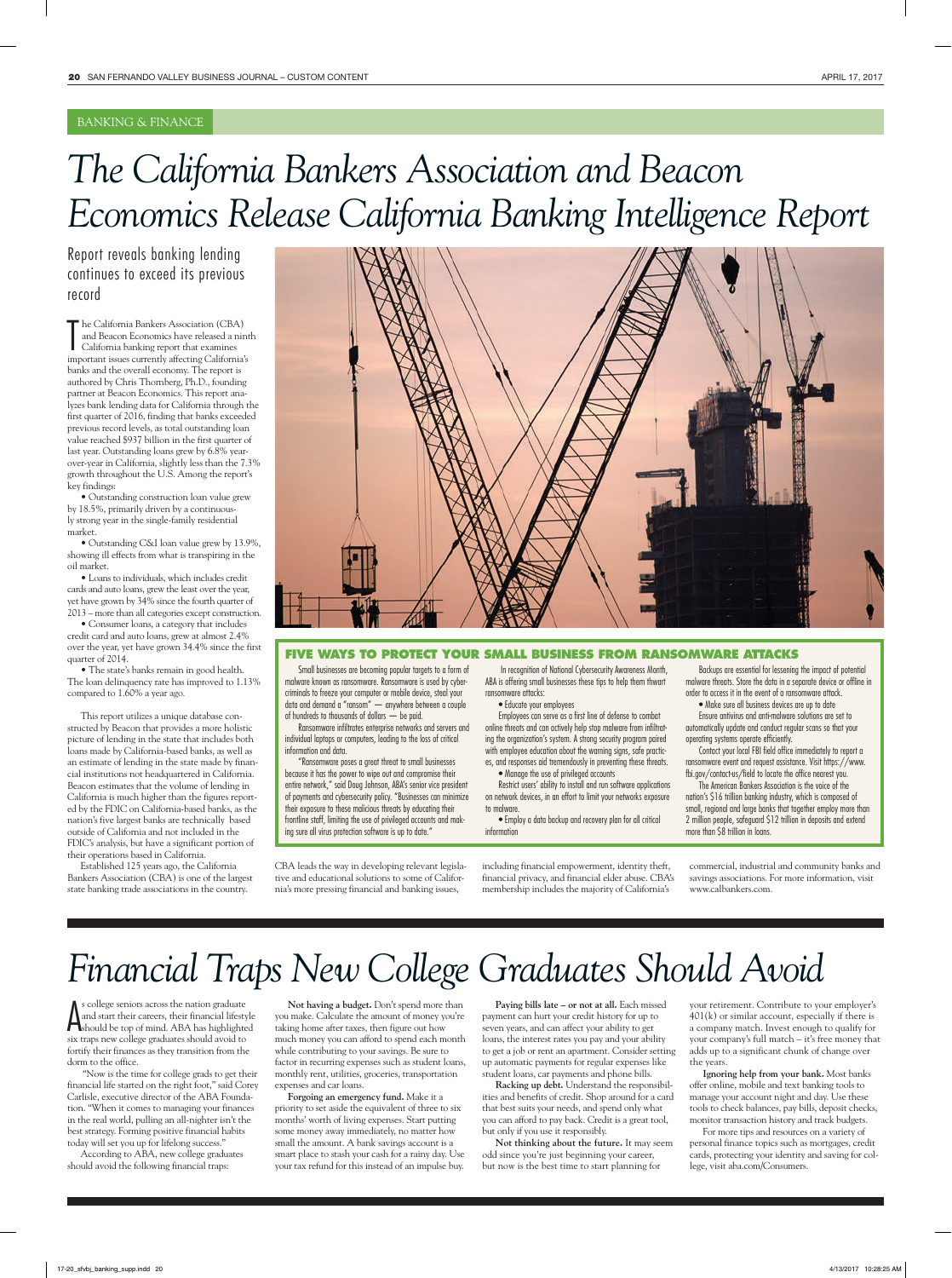BANKING & FINANCE

# The California Bankers Association and Beacon Economics Release California Banking Intelligence Report

## Report reveals banking lending continues to exceed its previous record

The California Bankers Association (CBA) and Beacon Economics have released a ninth California banking report that examines important issues currently affecting California's banks and the overall economy. The report is authored by Chris Thornberg, Ph.D., founding partner at Beacon Economics. This report analyzes bank lending data for California through the first quarter of 2016, finding that banks exceeded previous record levels, as total outstanding loan value reached $937 billion in the first quarter of last year. Outstanding loans grew by 6.8% year-over-year in California, slightly less than the 7.3% growth throughout the U.S. Among the report's key findings:

- Outstanding construction loan value grew by 18.5%, primarily driven by a continuously strong year in the single-family residential market.
- Outstanding C&I loan value grew by 13.9%, showing ill effects from what is transpiring in the oil market.
- Loans to individuals, which includes credit cards and auto loans, grew the least over the year, yet have grown by 34% since the fourth quarter of 2013 – more than all categories except construction.
- Consumer loans, a category that includes credit card and auto loans, grew at almost 2.4% over the year, yet have grown 34.4% since the first quarter of 2014.
- The state's banks remain in good health. The loan delinquency rate has improved to 1.13% compared to 1.60% a year ago.

This report utilizes a unique database constructed by Beacon that provides a more holistic picture of lending in the state that includes both loans made by California-based banks, as well as an estimate of lending in the state made by financial institutions not headquartered in California. Beacon estimates that the volume of lending in California is much higher than the figures reported by the FDIC on California-based banks, as the nation's five largest banks are technically based outside of California and not included in the FDIC's analysis, but have a significant portion of their operations based in California.

Established 125 years ago, the California Bankers Association (CBA) is one of the largest state banking trade associations in the country. CBA leads the way in developing relevant legislative and educational solutions to some of California's more pressing financial and banking issues, including financial empowerment, identity theft, financial privacy, and financial elder abuse. CBA's membership includes the majority of California's commercial, industrial and community banks and savings associations. For more information, visit www.calbankers.com.

### FIVE WAYS TO PROTECT YOUR SMALL BUSINESS FROM RANSOMWARE ATTACKS

Small businesses are becoming popular targets to a form of malware known as ransomware. Ransomware is used by cyber-criminals to freeze your computer or mobile device, steal your data and demand a "ransom" — anywhere between a couple of hundreds to thousands of dollars — be paid.

Ransomware infiltrates enterprise networks and servers and individual laptops or computers, leading to the loss of critical information and data.

"Ransomware poses a great threat to small businesses because it has the power to wipe out and compromise their entire network," said Doug Johnson, ABA's senior vice president of payments and cybersecurity policy. "Businesses can minimize their exposure to these malicious threats by educating their frontline staff, limiting the use of privileged accounts and making sure all virus protection software is up to date."

In recognition of National Cybersecurity Awareness Month, ABA is offering small businesses these tips to help them thwart ransomware attacks:

- Educate your employees

Employees can serve as a first line of defense to combat online threats and can actively help stop malware from infiltrating the organization's system. A strong security program paired with employee education about the warning signs, safe practices, and responses aid tremendously in preventing these threats.

- Manage the use of privileged accounts

Restrict users' ability to install and run software applications on network devices, in an effort to limit your networks exposure to malware.

- Employ a data backup and recovery plan for all critical information

Backups are essential for lessening the impact of potential malware threats. Store the data in a separate device or offline in order to access it in the event of a ransomware attack.

- Make sure all business devices are up to date

Ensure antivirus and anti-malware solutions are set to automatically update and conduct regular scans so that your operating systems operate efficiently.

Contact your local FBI field office immediately to report a ransomware event and request assistance. Visit https://www.fbi.gov/contact-us/field to locate the office nearest you.

The American Bankers Association is the voice of the nation's $16 trillion banking industry, which is composed of small, regional and large banks that together employ more than 2 million people, safeguard $12 trillion in deposits and extend more than $8 trillion in loans.

# Financial Traps New College Graduates Should Avoid

As college seniors across the nation graduate and start their careers, their financial lifestyle should be top of mind. ABA has highlighted six traps new college graduates should avoid to fortify their finances as they transition from the dorm to the office.

"Now is the time for college grads to get their financial life started on the right foot," said Corey Carlisle, executive director of the ABA Foundation. "When it comes to managing your finances in the real world, pulling an all-nighter isn't the best strategy. Forming positive financial habits today will set you up for lifelong success."

According to ABA, new college graduates should avoid the following financial traps:

**Not having a budget.** Don't spend more than you make. Calculate the amount of money you're taking home after taxes, then figure out how much money you can afford to spend each month while contributing to your savings. Be sure to factor in recurring expenses such as student loans, monthly rent, utilities, groceries, transportation expenses and car loans.

**Forgoing an emergency fund.** Make it a priority to set aside the equivalent of three to six months' worth of living expenses. Start putting some money away immediately, no matter how small the amount. A bank savings account is a smart place to stash your cash for a rainy day. Use your tax refund for this instead of an impulse buy.

**Paying bills late – or not at all.** Each missed payment can hurt your credit history for up to seven years, and can affect your ability to get loans, the interest rates you pay and your ability to get a job or rent an apartment. Consider setting up automatic payments for regular expenses like student loans, car payments and phone bills.

**Racking up debt.** Understand the responsibilities and benefits of credit. Shop around for a card that best suits your needs, and spend only what you can afford to pay back. Credit is a great tool, but only if you use it responsibly.

**Not thinking about the future.** It may seem odd since you're just beginning your career, but now is the best time to start planning for your retirement. Contribute to your employer's 401(k) or similar account, especially if there is a company match. Invest enough to qualify for your company's full match – it's free money that adds up to a significant chunk of change over the years.

**Ignoring help from your bank.** Most banks offer online, mobile and text banking tools to manage your account night and day. Use these tools to check balances, pay bills, deposit checks, monitor transaction history and track budgets.

For more tips and resources on a variety of personal finance topics such as mortgages, credit cards, protecting your identity and saving for college, visit aba.com/Consumers.